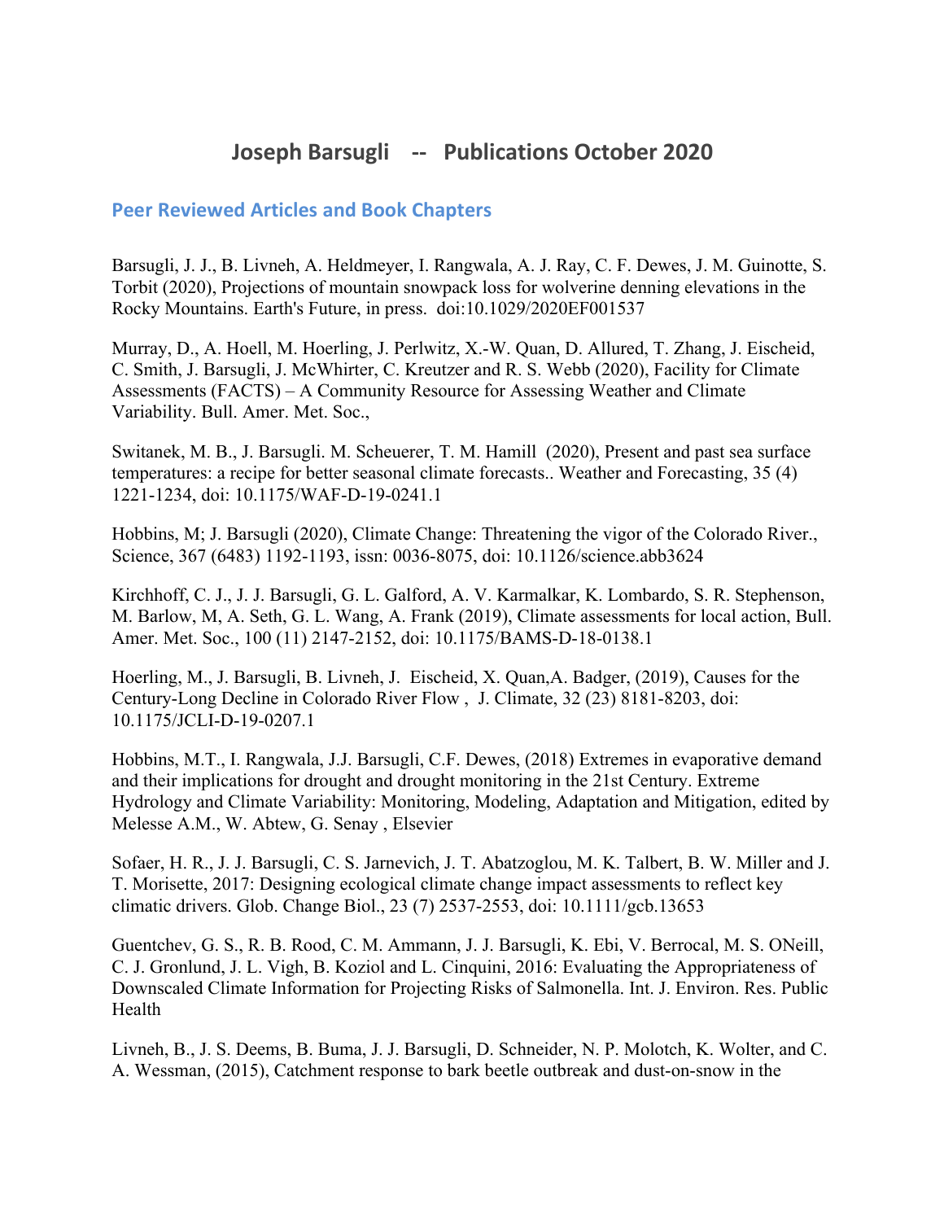# Joseph Barsugli -- Publications October 2020

## Peer Reviewed Articles and Book Chapters

Barsugli, J. J., B. Livneh, A. Heldmeyer, I. Rangwala, A. J. Ray, C. F. Dewes, J. M. Guinotte, S. Torbit (2020), Projections of mountain snowpack loss for wolverine denning elevations in the Rocky Mountains. Earth's Future, in press. doi:10.1029/2020EF001537

Murray, D., A. Hoell, M. Hoerling, J. Perlwitz, X.-W. Quan, D. Allured, T. Zhang, J. Eischeid, C. Smith, J. Barsugli, J. McWhirter, C. Kreutzer and R. S. Webb (2020), Facility for Climate Assessments (FACTS) – A Community Resource for Assessing Weather and Climate Variability. Bull. Amer. Met. Soc.,

Switanek, M. B., J. Barsugli. M. Scheuerer, T. M. Hamill (2020), Present and past sea surface temperatures: a recipe for better seasonal climate forecasts.. Weather and Forecasting, 35 (4) 1221-1234, doi: 10.1175/WAF-D-19-0241.1

Hobbins, M; J. Barsugli (2020), Climate Change: Threatening the vigor of the Colorado River., Science, 367 (6483) 1192-1193, issn: 0036-8075, doi: 10.1126/science.abb3624

Kirchhoff, C. J., J. J. Barsugli, G. L. Galford, A. V. Karmalkar, K. Lombardo, S. R. Stephenson, M. Barlow, M, A. Seth, G. L. Wang, A. Frank (2019), Climate assessments for local action, Bull. Amer. Met. Soc., 100 (11) 2147-2152, doi: 10.1175/BAMS-D-18-0138.1

Hoerling, M., J. Barsugli, B. Livneh, J. Eischeid, X. Quan,A. Badger, (2019), Causes for the Century-Long Decline in Colorado River Flow , J. Climate, 32 (23) 8181-8203, doi: 10.1175/JCLI-D-19-0207.1

Hobbins, M.T., I. Rangwala, J.J. Barsugli, C.F. Dewes, (2018) Extremes in evaporative demand and their implications for drought and drought monitoring in the 21st Century. Extreme Hydrology and Climate Variability: Monitoring, Modeling, Adaptation and Mitigation, edited by Melesse A.M., W. Abtew, G. Senay , Elsevier

Sofaer, H. R., J. J. Barsugli, C. S. Jarnevich, J. T. Abatzoglou, M. K. Talbert, B. W. Miller and J. T. Morisette, 2017: Designing ecological climate change impact assessments to reflect key climatic drivers. Glob. Change Biol., 23 (7) 2537-2553, doi: 10.1111/gcb.13653

Guentchev, G. S., R. B. Rood, C. M. Ammann, J. J. Barsugli, K. Ebi, V. Berrocal, M. S. ONeill, C. J. Gronlund, J. L. Vigh, B. Koziol and L. Cinquini, 2016: Evaluating the Appropriateness of Downscaled Climate Information for Projecting Risks of Salmonella. Int. J. Environ. Res. Public Health

Livneh, B., J. S. Deems, B. Buma, J. J. Barsugli, D. Schneider, N. P. Molotch, K. Wolter, and C. A. Wessman, (2015), Catchment response to bark beetle outbreak and dust-on-snow in the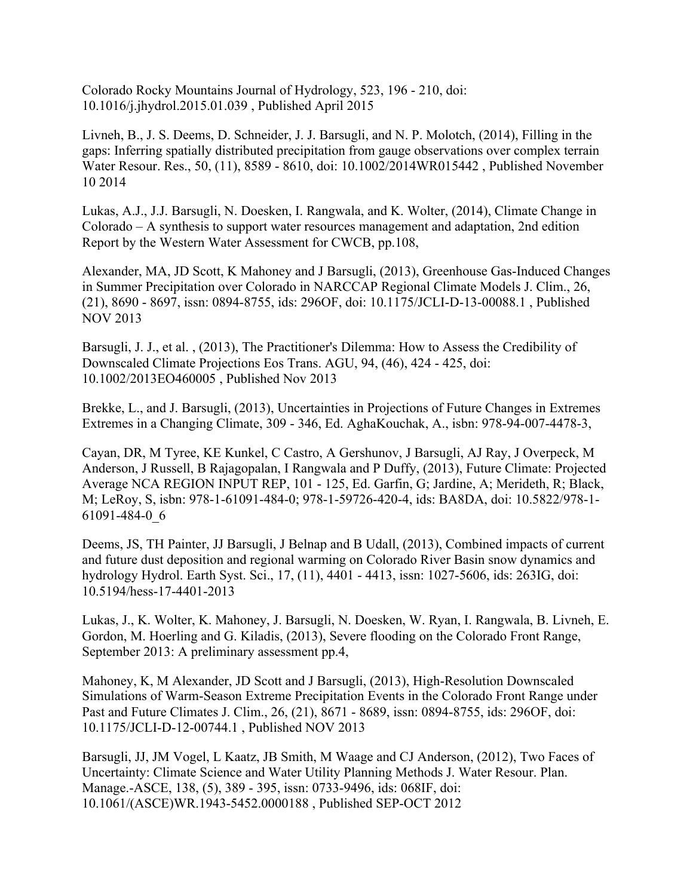Colorado Rocky Mountains Journal of Hydrology, 523, 196 - 210, doi: 10.1016/j.jhydrol.2015.01.039 , Published April 2015

Livneh, B., J. S. Deems, D. Schneider, J. J. Barsugli, and N. P. Molotch, (2014), Filling in the gaps: Inferring spatially distributed precipitation from gauge observations over complex terrain Water Resour. Res., 50, (11), 8589 - 8610, doi: 10.1002/2014WR015442 , Published November 10 2014

Lukas, A.J., J.J. Barsugli, N. Doesken, I. Rangwala, and K. Wolter, (2014), Climate Change in Colorado – A synthesis to support water resources management and adaptation, 2nd edition Report by the Western Water Assessment for CWCB, pp.108,

Alexander, MA, JD Scott, K Mahoney and J Barsugli, (2013), Greenhouse Gas-Induced Changes in Summer Precipitation over Colorado in NARCCAP Regional Climate Models J. Clim., 26, (21), 8690 - 8697, issn: 0894-8755, ids: 296OF, doi: 10.1175/JCLI-D-13-00088.1 , Published NOV 2013

Barsugli, J. J., et al. , (2013), The Practitioner's Dilemma: How to Assess the Credibility of Downscaled Climate Projections Eos Trans. AGU, 94, (46), 424 - 425, doi: 10.1002/2013EO460005 , Published Nov 2013

Brekke, L., and J. Barsugli, (2013), Uncertainties in Projections of Future Changes in Extremes Extremes in a Changing Climate, 309 - 346, Ed. AghaKouchak, A., isbn: 978-94-007-4478-3,

Cayan, DR, M Tyree, KE Kunkel, C Castro, A Gershunov, J Barsugli, AJ Ray, J Overpeck, M Anderson, J Russell, B Rajagopalan, I Rangwala and P Duffy, (2013), Future Climate: Projected Average NCA REGION INPUT REP, 101 - 125, Ed. Garfin, G; Jardine, A; Merideth, R; Black, M; LeRoy, S, isbn: 978-1-61091-484-0; 978-1-59726-420-4, ids: BA8DA, doi: 10.5822/978-1-61091-484-0_6

Deems, JS, TH Painter, JJ Barsugli, J Belnap and B Udall, (2013), Combined impacts of current and future dust deposition and regional warming on Colorado River Basin snow dynamics and hydrology Hydrol. Earth Syst. Sci., 17, (11), 4401 - 4413, issn: 1027-5606, ids: 263IG, doi: 10.5194/hess-17-4401-2013

Lukas, J., K. Wolter, K. Mahoney, J. Barsugli, N. Doesken, W. Ryan, I. Rangwala, B. Livneh, E. Gordon, M. Hoerling and G. Kiladis, (2013), Severe flooding on the Colorado Front Range, September 2013: A preliminary assessment pp.4,

Mahoney, K, M Alexander, JD Scott and J Barsugli, (2013), High-Resolution Downscaled Simulations of Warm-Season Extreme Precipitation Events in the Colorado Front Range under Past and Future Climates J. Clim., 26, (21), 8671 - 8689, issn: 0894-8755, ids: 296OF, doi: 10.1175/JCLI-D-12-00744.1 , Published NOV 2013

Barsugli, JJ, JM Vogel, L Kaatz, JB Smith, M Waage and CJ Anderson, (2012), Two Faces of Uncertainty: Climate Science and Water Utility Planning Methods J. Water Resour. Plan. Manage.-ASCE, 138, (5), 389 - 395, issn: 0733-9496, ids: 068IF, doi: 10.1061/(ASCE)WR.1943-5452.0000188 , Published SEP-OCT 2012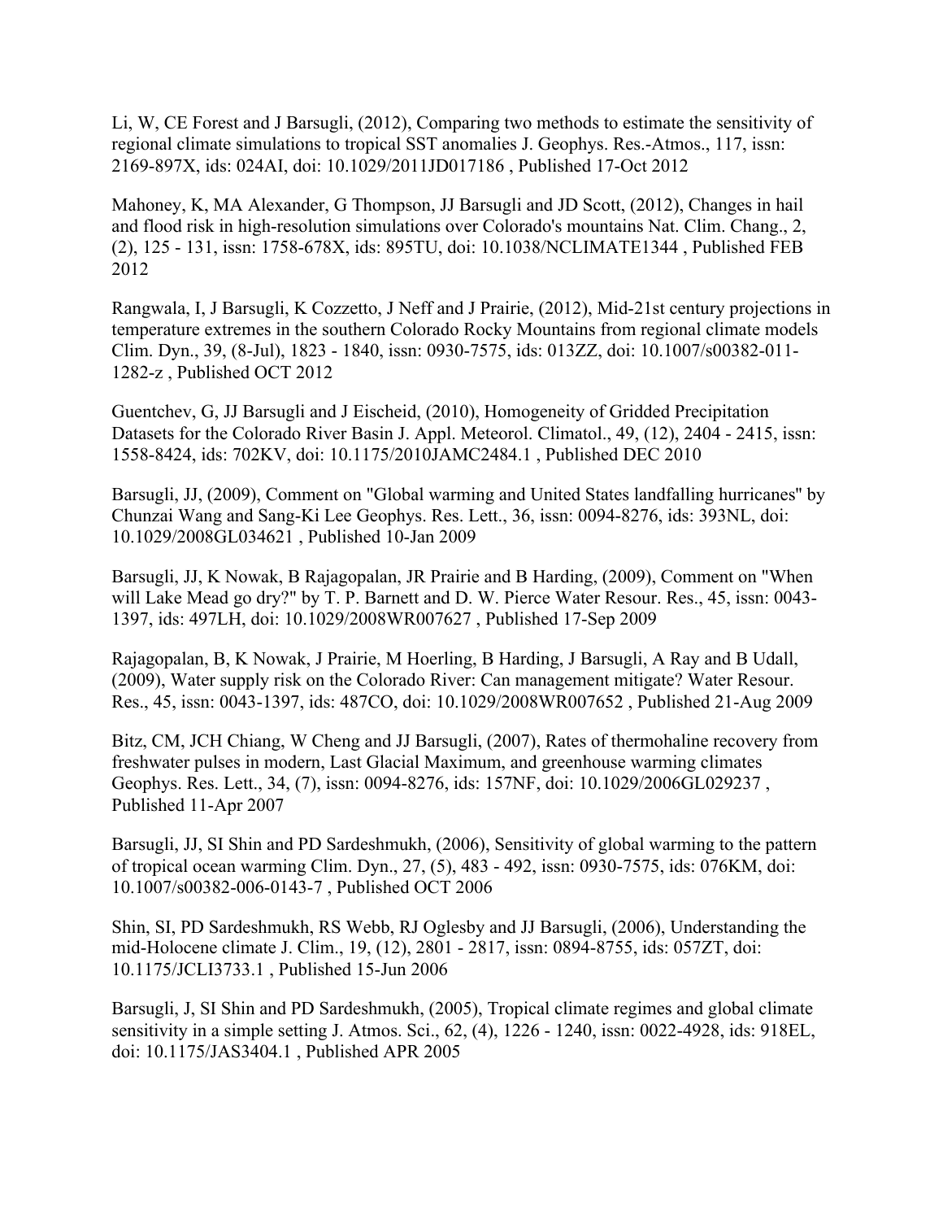Li, W, CE Forest and J Barsugli, (2012), Comparing two methods to estimate the sensitivity of regional climate simulations to tropical SST anomalies J. Geophys. Res.-Atmos., 117, issn: 2169-897X, ids: 024AI, doi: 10.1029/2011JD017186 , Published 17-Oct 2012

Mahoney, K, MA Alexander, G Thompson, JJ Barsugli and JD Scott, (2012), Changes in hail and flood risk in high-resolution simulations over Colorado's mountains Nat. Clim. Chang., 2, (2), 125 - 131, issn: 1758-678X, ids: 895TU, doi: 10.1038/NCLIMATE1344 , Published FEB 2012

Rangwala, I, J Barsugli, K Cozzetto, J Neff and J Prairie, (2012), Mid-21st century projections in temperature extremes in the southern Colorado Rocky Mountains from regional climate models Clim. Dyn., 39, (8-Jul), 1823 - 1840, issn: 0930-7575, ids: 013ZZ, doi: 10.1007/s00382-011-1282-z , Published OCT 2012

Guentchev, G, JJ Barsugli and J Eischeid, (2010), Homogeneity of Gridded Precipitation Datasets for the Colorado River Basin J. Appl. Meteorol. Climatol., 49, (12), 2404 - 2415, issn: 1558-8424, ids: 702KV, doi: 10.1175/2010JAMC2484.1 , Published DEC 2010

Barsugli, JJ, (2009), Comment on "Global warming and United States landfalling hurricanes" by Chunzai Wang and Sang-Ki Lee Geophys. Res. Lett., 36, issn: 0094-8276, ids: 393NL, doi: 10.1029/2008GL034621 , Published 10-Jan 2009

Barsugli, JJ, K Nowak, B Rajagopalan, JR Prairie and B Harding, (2009), Comment on "When will Lake Mead go dry?" by T. P. Barnett and D. W. Pierce Water Resour. Res., 45, issn: 0043-1397, ids: 497LH, doi: 10.1029/2008WR007627 , Published 17-Sep 2009

Rajagopalan, B, K Nowak, J Prairie, M Hoerling, B Harding, J Barsugli, A Ray and B Udall, (2009), Water supply risk on the Colorado River: Can management mitigate? Water Resour. Res., 45, issn: 0043-1397, ids: 487CO, doi: 10.1029/2008WR007652 , Published 21-Aug 2009

Bitz, CM, JCH Chiang, W Cheng and JJ Barsugli, (2007), Rates of thermohaline recovery from freshwater pulses in modern, Last Glacial Maximum, and greenhouse warming climates Geophys. Res. Lett., 34, (7), issn: 0094-8276, ids: 157NF, doi: 10.1029/2006GL029237 , Published 11-Apr 2007

Barsugli, JJ, SI Shin and PD Sardeshmukh, (2006), Sensitivity of global warming to the pattern of tropical ocean warming Clim. Dyn., 27, (5), 483 - 492, issn: 0930-7575, ids: 076KM, doi: 10.1007/s00382-006-0143-7 , Published OCT 2006

Shin, SI, PD Sardeshmukh, RS Webb, RJ Oglesby and JJ Barsugli, (2006), Understanding the mid-Holocene climate J. Clim., 19, (12), 2801 - 2817, issn: 0894-8755, ids: 057ZT, doi: 10.1175/JCLI3733.1 , Published 15-Jun 2006

Barsugli, J, SI Shin and PD Sardeshmukh, (2005), Tropical climate regimes and global climate sensitivity in a simple setting J. Atmos. Sci., 62, (4), 1226 - 1240, issn: 0022-4928, ids: 918EL, doi: 10.1175/JAS3404.1 , Published APR 2005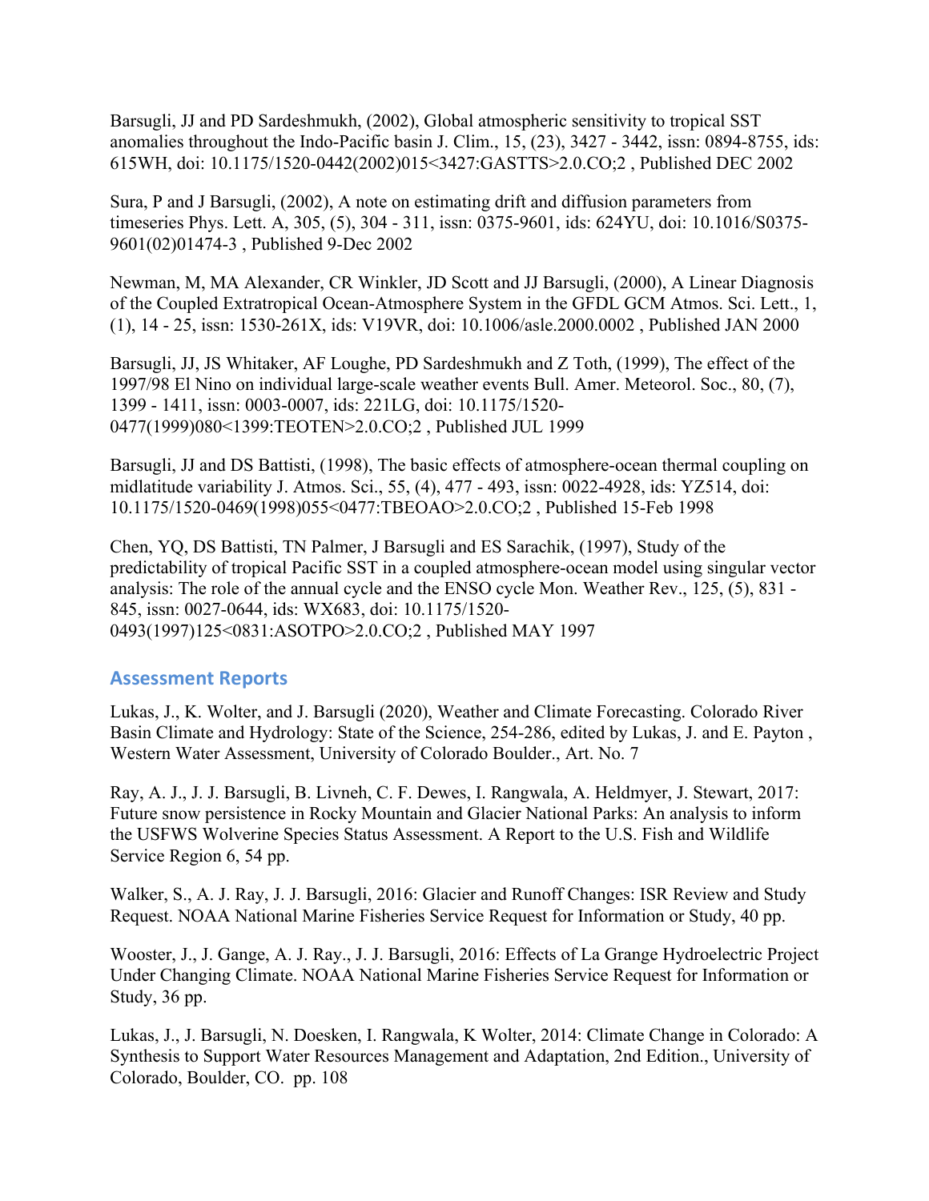Barsugli, JJ and PD Sardeshmukh, (2002), Global atmospheric sensitivity to tropical SST anomalies throughout the Indo-Pacific basin J. Clim., 15, (23), 3427 - 3442, issn: 0894-8755, ids: 615WH, doi: 10.1175/1520-0442(2002)015<3427:GASTTS>2.0.CO;2 , Published DEC 2002

Sura, P and J Barsugli, (2002), A note on estimating drift and diffusion parameters from timeseries Phys. Lett. A, 305, (5), 304 - 311, issn: 0375-9601, ids: 624YU, doi: 10.1016/S0375-9601(02)01474-3 , Published 9-Dec 2002

Newman, M, MA Alexander, CR Winkler, JD Scott and JJ Barsugli, (2000), A Linear Diagnosis of the Coupled Extratropical Ocean-Atmosphere System in the GFDL GCM Atmos. Sci. Lett., 1, (1), 14 - 25, issn: 1530-261X, ids: V19VR, doi: 10.1006/asle.2000.0002 , Published JAN 2000

Barsugli, JJ, JS Whitaker, AF Loughe, PD Sardeshmukh and Z Toth, (1999), The effect of the 1997/98 El Nino on individual large-scale weather events Bull. Amer. Meteorol. Soc., 80, (7), 1399 - 1411, issn: 0003-0007, ids: 221LG, doi: 10.1175/1520-0477(1999)080<1399:TEOTEN>2.0.CO;2 , Published JUL 1999

Barsugli, JJ and DS Battisti, (1998), The basic effects of atmosphere-ocean thermal coupling on midlatitude variability J. Atmos. Sci., 55, (4), 477 - 493, issn: 0022-4928, ids: YZ514, doi: 10.1175/1520-0469(1998)055<0477:TBEOAO>2.0.CO;2 , Published 15-Feb 1998

Chen, YQ, DS Battisti, TN Palmer, J Barsugli and ES Sarachik, (1997), Study of the predictability of tropical Pacific SST in a coupled atmosphere-ocean model using singular vector analysis: The role of the annual cycle and the ENSO cycle Mon. Weather Rev., 125, (5), 831 - 845, issn: 0027-0644, ids: WX683, doi: 10.1175/1520-0493(1997)125<0831:ASOTPO>2.0.CO;2 , Published MAY 1997

## Assessment Reports

Lukas, J., K. Wolter, and J. Barsugli (2020), Weather and Climate Forecasting. Colorado River Basin Climate and Hydrology: State of the Science, 254-286, edited by Lukas, J. and E. Payton , Western Water Assessment, University of Colorado Boulder., Art. No. 7

Ray, A. J., J. J. Barsugli, B. Livneh, C. F. Dewes, I. Rangwala, A. Heldmyer, J. Stewart, 2017: Future snow persistence in Rocky Mountain and Glacier National Parks: An analysis to inform the USFWS Wolverine Species Status Assessment. A Report to the U.S. Fish and Wildlife Service Region 6, 54 pp.

Walker, S., A. J. Ray, J. J. Barsugli, 2016: Glacier and Runoff Changes: ISR Review and Study Request. NOAA National Marine Fisheries Service Request for Information or Study, 40 pp.

Wooster, J., J. Gange, A. J. Ray., J. J. Barsugli, 2016: Effects of La Grange Hydroelectric Project Under Changing Climate. NOAA National Marine Fisheries Service Request for Information or Study, 36 pp.

Lukas, J., J. Barsugli, N. Doesken, I. Rangwala, K Wolter, 2014: Climate Change in Colorado: A Synthesis to Support Water Resources Management and Adaptation, 2nd Edition., University of Colorado, Boulder, CO. pp. 108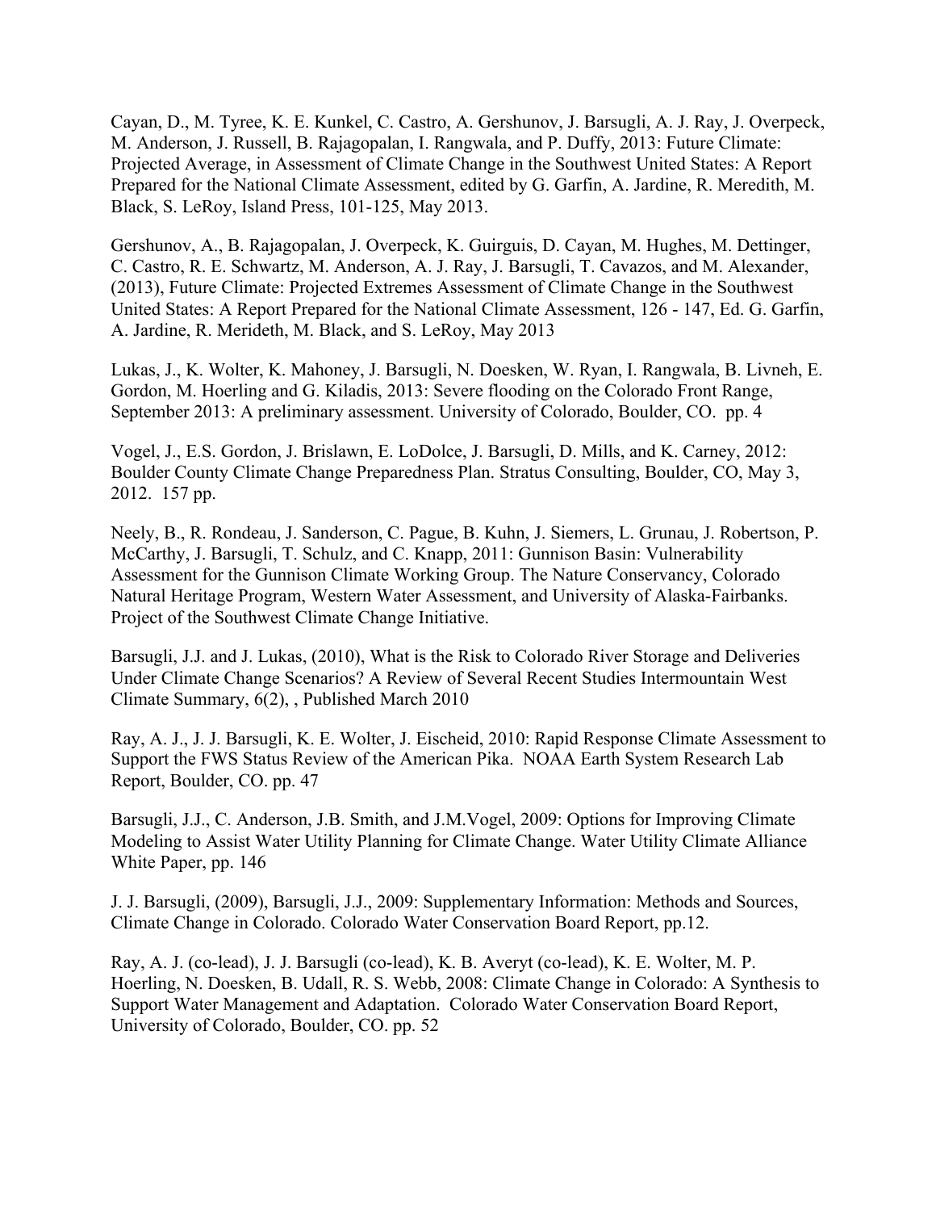Cayan, D., M. Tyree, K. E. Kunkel, C. Castro, A. Gershunov, J. Barsugli, A. J. Ray, J. Overpeck, M. Anderson, J. Russell, B. Rajagopalan, I. Rangwala, and P. Duffy, 2013: Future Climate: Projected Average, in Assessment of Climate Change in the Southwest United States: A Report Prepared for the National Climate Assessment, edited by G. Garfin, A. Jardine, R. Meredith, M. Black, S. LeRoy, Island Press, 101-125, May 2013.

Gershunov, A., B. Rajagopalan, J. Overpeck, K. Guirguis, D. Cayan, M. Hughes, M. Dettinger, C. Castro, R. E. Schwartz, M. Anderson, A. J. Ray, J. Barsugli, T. Cavazos, and M. Alexander, (2013), Future Climate: Projected Extremes Assessment of Climate Change in the Southwest United States: A Report Prepared for the National Climate Assessment, 126 - 147, Ed. G. Garfin, A. Jardine, R. Merideth, M. Black, and S. LeRoy, May 2013

Lukas, J., K. Wolter, K. Mahoney, J. Barsugli, N. Doesken, W. Ryan, I. Rangwala, B. Livneh, E. Gordon, M. Hoerling and G. Kiladis, 2013: Severe flooding on the Colorado Front Range, September 2013: A preliminary assessment. University of Colorado, Boulder, CO. pp. 4

Vogel, J., E.S. Gordon, J. Brislawn, E. LoDolce, J. Barsugli, D. Mills, and K. Carney, 2012: Boulder County Climate Change Preparedness Plan. Stratus Consulting, Boulder, CO, May 3, 2012. 157 pp.

Neely, B., R. Rondeau, J. Sanderson, C. Pague, B. Kuhn, J. Siemers, L. Grunau, J. Robertson, P. McCarthy, J. Barsugli, T. Schulz, and C. Knapp, 2011: Gunnison Basin: Vulnerability Assessment for the Gunnison Climate Working Group. The Nature Conservancy, Colorado Natural Heritage Program, Western Water Assessment, and University of Alaska-Fairbanks. Project of the Southwest Climate Change Initiative.

Barsugli, J.J. and J. Lukas, (2010), What is the Risk to Colorado River Storage and Deliveries Under Climate Change Scenarios? A Review of Several Recent Studies Intermountain West Climate Summary, 6(2), , Published March 2010

Ray, A. J., J. J. Barsugli, K. E. Wolter, J. Eischeid, 2010: Rapid Response Climate Assessment to Support the FWS Status Review of the American Pika. NOAA Earth System Research Lab Report, Boulder, CO. pp. 47

Barsugli, J.J., C. Anderson, J.B. Smith, and J.M.Vogel, 2009: Options for Improving Climate Modeling to Assist Water Utility Planning for Climate Change. Water Utility Climate Alliance White Paper, pp. 146

J. J. Barsugli, (2009), Barsugli, J.J., 2009: Supplementary Information: Methods and Sources, Climate Change in Colorado. Colorado Water Conservation Board Report, pp.12.

Ray, A. J. (co-lead), J. J. Barsugli (co-lead), K. B. Averyt (co-lead), K. E. Wolter, M. P. Hoerling, N. Doesken, B. Udall, R. S. Webb, 2008: Climate Change in Colorado: A Synthesis to Support Water Management and Adaptation. Colorado Water Conservation Board Report, University of Colorado, Boulder, CO. pp. 52